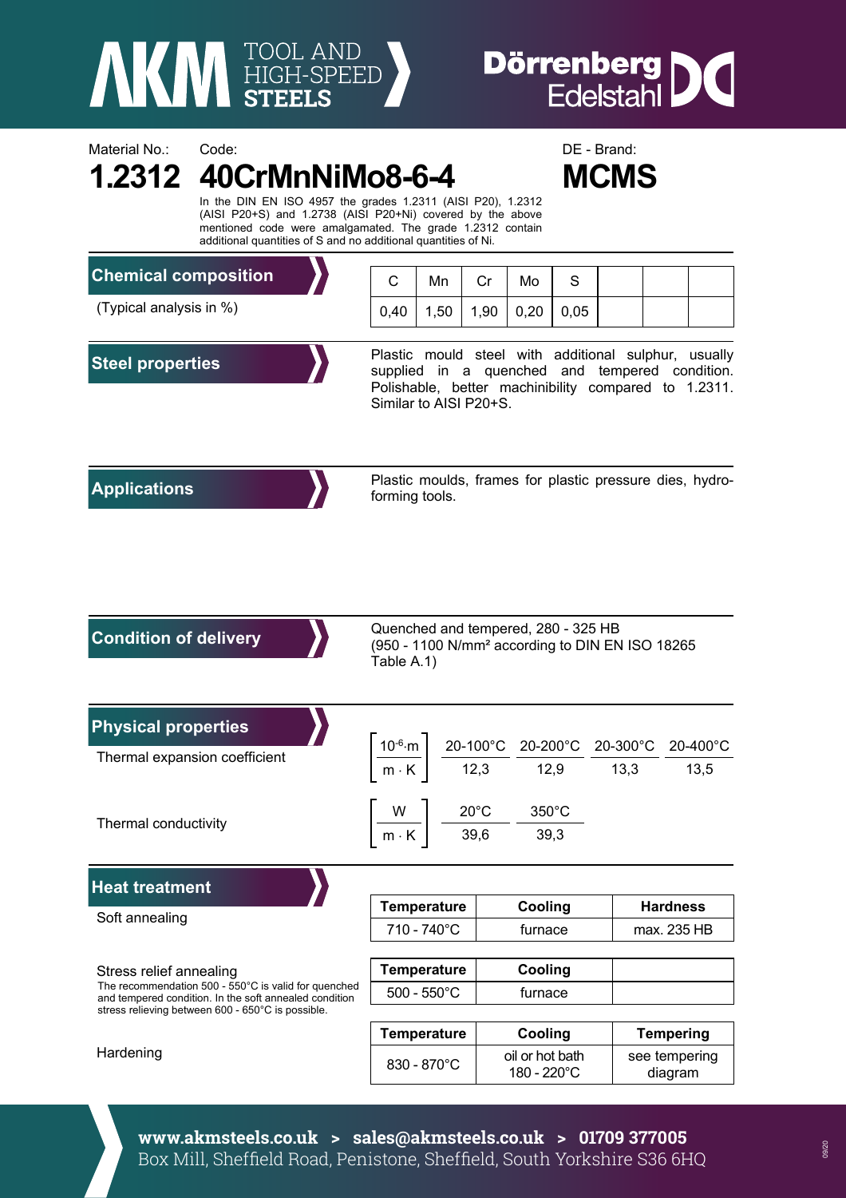AKM TOOL AND HIGH-SPEED STEELS

Dörrenberg Edelstahl

Material No.: **1.2312**

Code: **40CrMnNiMo8-6-4**

DE - Brand: **MCMS**

In the DIN EN ISO 4957 the grades 1.2311 (AISI P20), 1.2312 (AISI P20+S) and 1.2738 (AISI P20+Ni) covered by the above mentioned code were amalgamated. The grade 1.2312 contain additional quantities of S and no additional quantities of Ni.

## Chemical composition

(Typical analysis in %)

| C | Mn | Cr | Mo | S | | | |
|---|---|---|---|---|---|---|---|
| 0,40 | 1,50 | 1,90 | 0,20 | 0,05 | | | |

## Steel properties

Plastic mould steel with additional sulphur, usually supplied in a quenched and tempered condition. Polishable, better machinibility compared to 1.2311. Similar to AISI P20+S.

## Applications

Plastic moulds, frames for plastic pressure dies, hydro-forming tools.

## Condition of delivery

Quenched and tempered, 280 - 325 HB
(950 - 1100 N/mm² according to DIN EN ISO 18265 Table A.1)

## Physical properties

Thermal expansion coefficient

| $\left[\frac{10^{-6} \cdot m}{m \cdot K}\right]$ | 20-100°C | 20-200°C | 20-300°C | 20-400°C |
|---|---|---|---|---|
| | 12,3 | 12,9 | 13,3 | 13,5 |

Thermal conductivity

| $\left[\frac{W}{m \cdot K}\right]$ | 20°C | 350°C |
|---|---|---|
| | 39,6 | 39,3 |

## Heat treatment

Soft annealing

| Temperature | Cooling | Hardness |
|---|---|---|
| 710 - 740°C | furnace | max. 235 HB |

Stress relief annealing

The recommendation 500 - 550°C is valid for quenched and tempered condition. In the soft annealed condition stress relieving between 600 - 650°C is possible.

| Temperature | Cooling | |
|---|---|---|
| 500 - 550°C | furnace | |

Hardening

| Temperature | Cooling | Tempering |
|---|---|---|
| 830 - 870°C | oil or hot bath 180 - 220°C | see tempering diagram |

www.akmsteels.co.uk > sales@akmsteels.co.uk > 01709 377005
Box Mill, Sheffield Road, Penistone, Sheffield, South Yorkshire S36 6HQ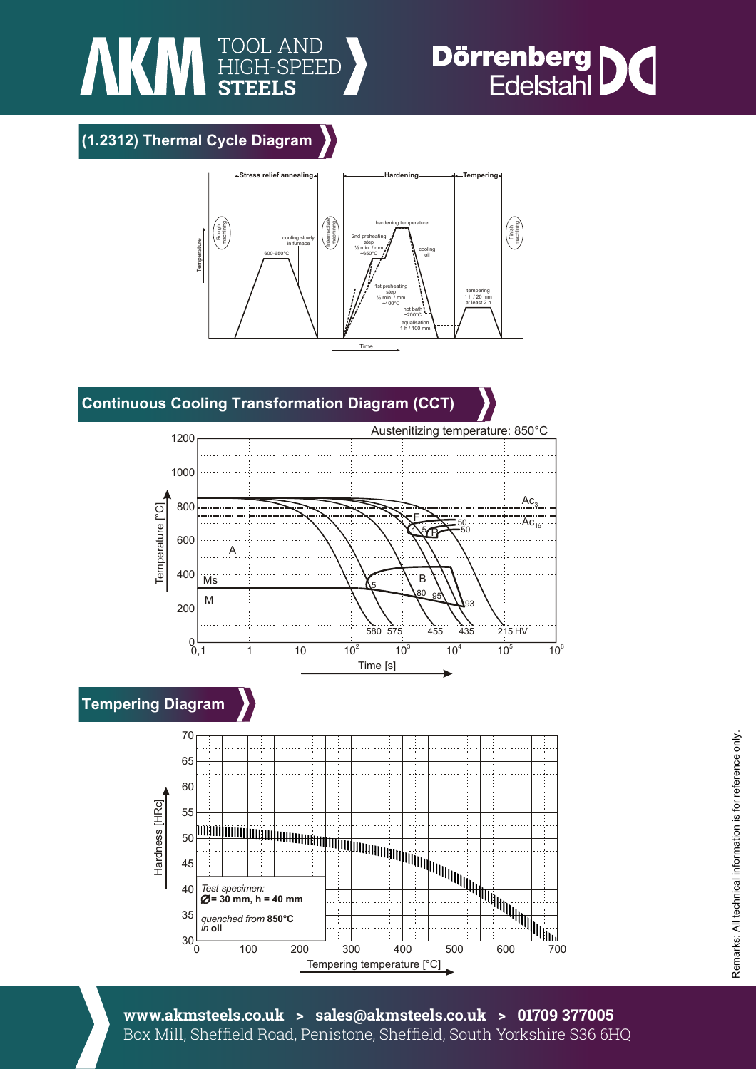AKM TOOL AND HIGH-SPEED STEELS

Dörrenberg Edelstahl

## (1.2312) Thermal Cycle Diagram

Stress relief annealing

Hardening

Tempering

Rough machining

Intermediate machining

Finish machining

Temperature

Time

600-650°C

cooling slowly in furnace

hardening temperature

2nd preheating step
½ min. / mm
~650°C

1st preheating step
½ min. / mm
~400°C

cooling oil

hot bath ~200°C

equalisation 1 h / 100 mm

tempering
1 h / 20 mm
at least 2 h

## Continuous Cooling Transformation Diagram (CCT)

Austenitizing temperature: 850°C

Temperature [°C]

Time [s]

1200
1000
800
600
400
200
0

0,1
1
10
$10^2$
$10^3$
$10^4$
$10^5$
$10^6$

$Ac_3$

$Ac_{1b}$

A

F

P

B

Ms

M

1
5
50
50
5
80
95
93

580 575 455 435 215 HV

## Tempering Diagram

Hardness [HRc]

Tempering temperature [°C]

70
65
60
55
50
45
40
35
30

0
100
200
300
400
500
600
700

*Test specimen:*
**∅ = 30 mm, h = 40 mm**

*quenched from* **850°C**
*in* **oil**

Remarks: All technical information is for reference only.

**www.akmsteels.co.uk > sales@akmsteels.co.uk > 01709 377005**
Box Mill, Sheffield Road, Penistone, Sheffield, South Yorkshire S36 6HQ